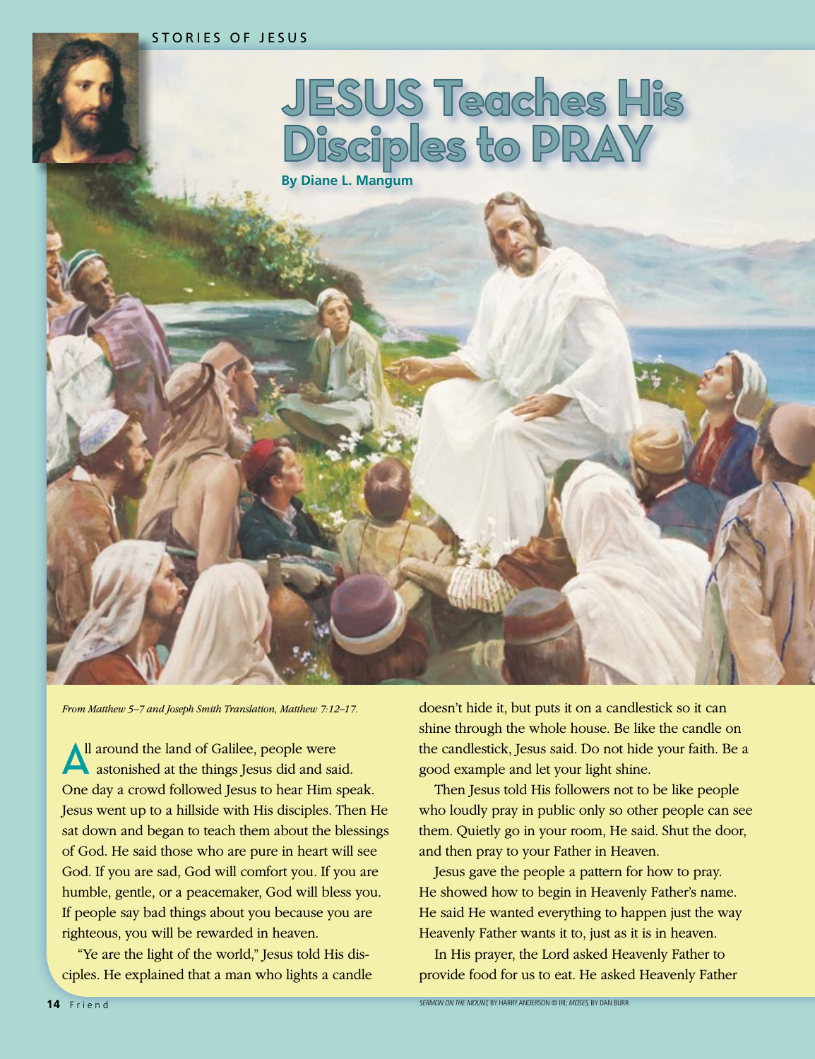STORIES OF JESUS

# JESUS Teaches His Disciples to PRAY

**By Diane L. Mangum**

*From Matthew 5–7 and Joseph Smith Translation, Matthew 7:12–17.*

All around the land of Galilee, people were astonished at the things Jesus did and said. One day a crowd followed Jesus to hear Him speak. Jesus went up to a hillside with His disciples. Then He sat down and began to teach them about the blessings of God. He said those who are pure in heart will see God. If you are sad, God will comfort you. If you are humble, gentle, or a peacemaker, God will bless you. If people say bad things about you because you are righteous, you will be rewarded in heaven.

"Ye are the light of the world," Jesus told His disciples. He explained that a man who lights a candle doesn't hide it, but puts it on a candlestick so it can shine through the whole house. Be like the candle on the candlestick, Jesus said. Do not hide your faith. Be a good example and let your light shine.

Then Jesus told His followers not to be like people who loudly pray in public only so other people can see them. Quietly go in your room, He said. Shut the door, and then pray to your Father in Heaven.

Jesus gave the people a pattern for how to pray. He showed how to begin in Heavenly Father's name. He said He wanted everything to happen just the way Heavenly Father wants it to, just as it is in heaven.

In His prayer, the Lord asked Heavenly Father to provide food for us to eat. He asked Heavenly Father

*SERMON ON THE MOUNT*, BY HARRY ANDERSON © IRI; *MOSES*, BY DAN BURR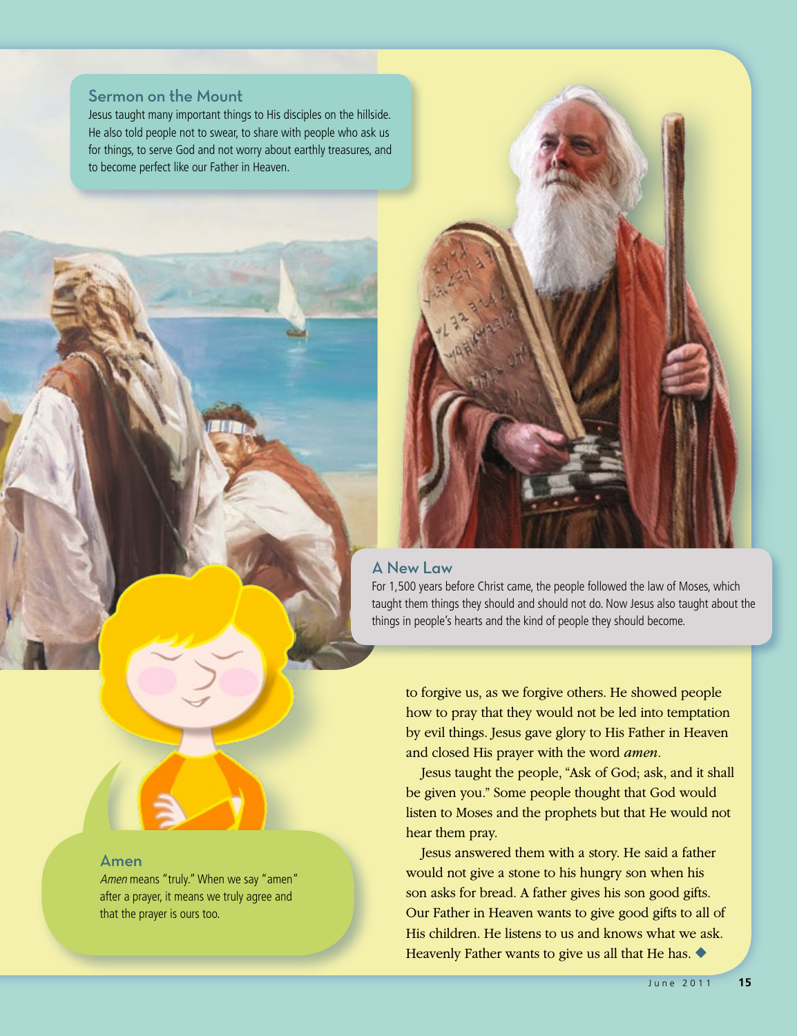## Sermon on the Mount

Jesus taught many important things to His disciples on the hillside. He also told people not to swear, to share with people who ask us for things, to serve God and not worry about earthly treasures, and to become perfect like our Father in Heaven.

## A New Law

For 1,500 years before Christ came, the people followed the law of Moses, which taught them things they should and should not do. Now Jesus also taught about the things in people's hearts and the kind of people they should become.

to forgive us, as we forgive others. He showed people how to pray that they would not be led into temptation by evil things. Jesus gave glory to His Father in Heaven and closed His prayer with the word *amen*.

Jesus taught the people, "Ask of God; ask, and it shall be given you." Some people thought that God would listen to Moses and the prophets but that He would not hear them pray.

Jesus answered them with a story. He said a father would not give a stone to his hungry son when his son asks for bread. A father gives his son good gifts. Our Father in Heaven wants to give good gifts to all of His children. He listens to us and knows what we ask. Heavenly Father wants to give us all that He has. ◆

## Amen

*Amen* means "truly." When we say "amen" after a prayer, it means we truly agree and that the prayer is ours too.